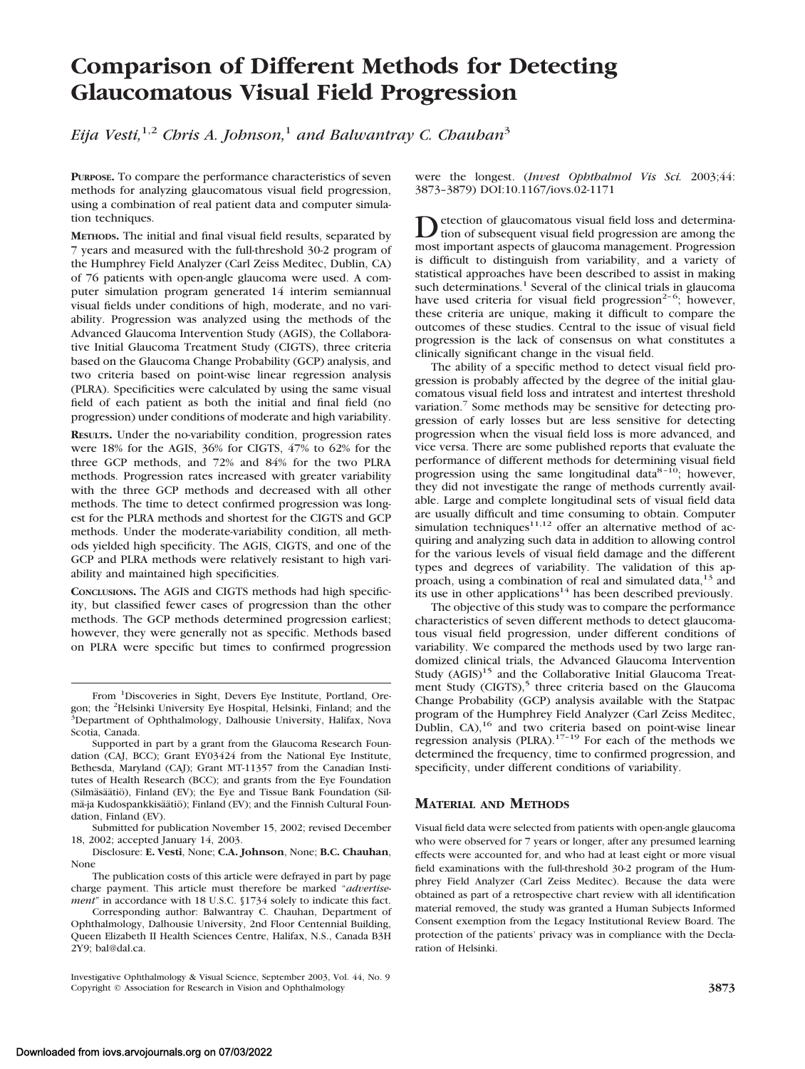# Comparison of Different Methods for Detecting Glaucomatous Visual Field Progression

*Eija Vesti,[1,2] Chris A. Johnson,[1] and Balwantray C. Chauhan[3]*

**PURPOSE.** To compare the performance characteristics of seven methods for analyzing glaucomatous visual field progression, using a combination of real patient data and computer simulation techniques.

**METHODS.** The initial and final visual field results, separated by 7 years and measured with the full-threshold 30-2 program of the Humphrey Field Analyzer (Carl Zeiss Meditec, Dublin, CA) of 76 patients with open-angle glaucoma were used. A computer simulation program generated 14 interim semiannual visual fields under conditions of high, moderate, and no variability. Progression was analyzed using the methods of the Advanced Glaucoma Intervention Study (AGIS), the Collaborative Initial Glaucoma Treatment Study (CIGTS), three criteria based on the Glaucoma Change Probability (GCP) analysis, and two criteria based on point-wise linear regression analysis (PLRA). Specificities were calculated by using the same visual field of each patient as both the initial and final field (no progression) under conditions of moderate and high variability.

**RESULTS.** Under the no-variability condition, progression rates were 18% for the AGIS, 36% for CIGTS, 47% to 62% for the three GCP methods, and 72% and 84% for the two PLRA methods. Progression rates increased with greater variability with the three GCP methods and decreased with all other methods. The time to detect confirmed progression was longest for the PLRA methods and shortest for the CIGTS and GCP methods. Under the moderate-variability condition, all methods yielded high specificity. The AGIS, CIGTS, and one of the GCP and PLRA methods were relatively resistant to high variability and maintained high specificities.

**CONCLUSIONS.** The AGIS and CIGTS methods had high specificity, but classified fewer cases of progression than the other methods. The GCP methods determined progression earliest; however, they were generally not as specific. Methods based on PLRA were specific but times to confirmed progression were the longest. (*Invest Ophthalmol Vis Sci.* 2003;44:3873–3879) DOI:10.1167/iovs.02-1171

Detection of glaucomatous visual field loss and determination of subsequent visual field progression are among the most important aspects of glaucoma management. Progression is difficult to distinguish from variability, and a variety of statistical approaches have been described to assist in making such determinations.[1] Several of the clinical trials in glaucoma have used criteria for visual field progression[2–6]; however, these criteria are unique, making it difficult to compare the outcomes of these studies. Central to the issue of visual field progression is the lack of consensus on what constitutes a clinically significant change in the visual field.

The ability of a specific method to detect visual field progression is probably affected by the degree of the initial glaucomatous visual field loss and intratest and intertest threshold variation.[7] Some methods may be sensitive for detecting progression of early losses but are less sensitive for detecting progression when the visual field loss is more advanced, and vice versa. There are some published reports that evaluate the performance of different methods for determining visual field progression using the same longitudinal data[8–10]; however, they did not investigate the range of methods currently available. Large and complete longitudinal sets of visual field data are usually difficult and time consuming to obtain. Computer simulation techniques[11,12] offer an alternative method of acquiring and analyzing such data in addition to allowing control for the various levels of visual field damage and the different types and degrees of variability. The validation of this approach, using a combination of real and simulated data,[13] and its use in other applications[14] has been described previously.

The objective of this study was to compare the performance characteristics of seven different methods to detect glaucomatous visual field progression, under different conditions of variability. We compared the methods used by two large randomized clinical trials, the Advanced Glaucoma Intervention Study (AGIS)[15] and the Collaborative Initial Glaucoma Treatment Study (CIGTS),[5] three criteria based on the Glaucoma Change Probability (GCP) analysis available with the Statpac program of the Humphrey Field Analyzer (Carl Zeiss Meditec, Dublin, CA),[16] and two criteria based on point-wise linear regression analysis (PLRA).[17–19] For each of the methods we determined the frequency, time to confirmed progression, and specificity, under different conditions of variability.

## MATERIAL AND METHODS

Visual field data were selected from patients with open-angle glaucoma who were observed for 7 years or longer, after any presumed learning effects were accounted for, and who had at least eight or more visual field examinations with the full-threshold 30-2 program of the Humphrey Field Analyzer (Carl Zeiss Meditec). Because the data were obtained as part of a retrospective chart review with all identification material removed, the study was granted a Human Subjects Informed Consent exemption from the Legacy Institutional Review Board. The protection of the patients' privacy was in compliance with the Declaration of Helsinki.

---

From [1]Discoveries in Sight, Devers Eye Institute, Portland, Oregon; the [2]Helsinki University Eye Hospital, Helsinki, Finland; and the [3]Department of Ophthalmology, Dalhousie University, Halifax, Nova Scotia, Canada.

Supported in part by a grant from the Glaucoma Research Foundation (CAJ, BCC); Grant EY03424 from the National Eye Institute, Bethesda, Maryland (CAJ); Grant MT-11357 from the Canadian Institutes of Health Research (BCC); and grants from the Eye Foundation (Silmäsäätiö), Finland (EV); the Eye and Tissue Bank Foundation (Silmä-ja Kudospankkisäätiö); Finland (EV); and the Finnish Cultural Foundation, Finland (EV).

Submitted for publication November 15, 2002; revised December 18, 2002; accepted January 14, 2003.

Disclosure: **E. Vesti**, None; **C.A. Johnson**, None; **B.C. Chauhan**, None

The publication costs of this article were defrayed in part by page charge payment. This article must therefore be marked "*advertisement*" in accordance with 18 U.S.C. §1734 solely to indicate this fact.

Corresponding author: Balwantray C. Chauhan, Department of Ophthalmology, Dalhousie University, 2nd Floor Centennial Building, Queen Elizabeth II Health Sciences Centre, Halifax, N.S., Canada B3H 2Y9; bal@dal.ca.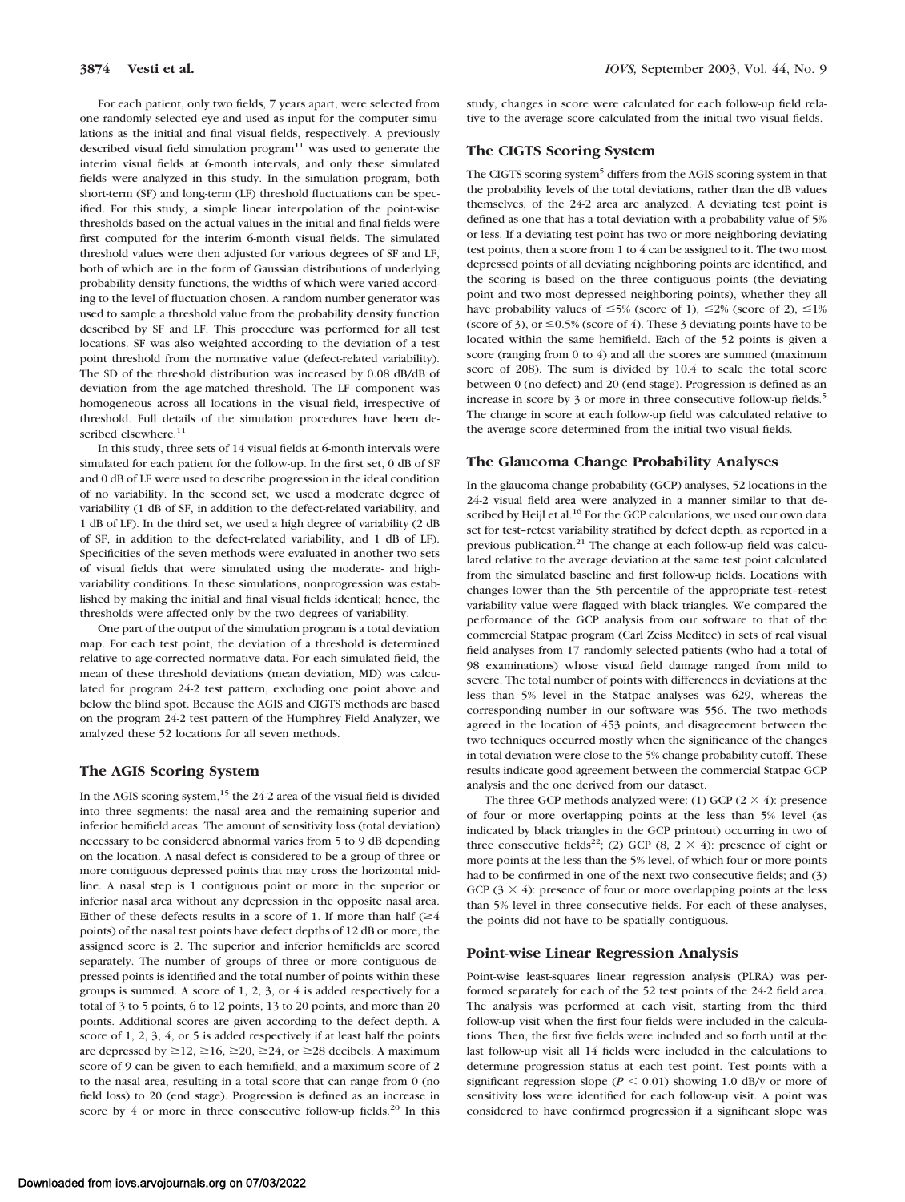For each patient, only two fields, 7 years apart, were selected from one randomly selected eye and used as input for the computer simulations as the initial and final visual fields, respectively. A previously described visual field simulation program[11] was used to generate the interim visual fields at 6-month intervals, and only these simulated fields were analyzed in this study. In the simulation program, both short-term (SF) and long-term (LF) threshold fluctuations can be specified. For this study, a simple linear interpolation of the point-wise thresholds based on the actual values in the initial and final fields were first computed for the interim 6-month visual fields. The simulated threshold values were then adjusted for various degrees of SF and LF, both of which are in the form of Gaussian distributions of underlying probability density functions, the widths of which were varied according to the level of fluctuation chosen. A random number generator was used to sample a threshold value from the probability density function described by SF and LF. This procedure was performed for all test locations. SF was also weighted according to the deviation of a test point threshold from the normative value (defect-related variability). The SD of the threshold distribution was increased by 0.08 dB/dB of deviation from the age-matched threshold. The LF component was homogeneous across all locations in the visual field, irrespective of threshold. Full details of the simulation procedures have been described elsewhere.[11]

In this study, three sets of 14 visual fields at 6-month intervals were simulated for each patient for the follow-up. In the first set, 0 dB of SF and 0 dB of LF were used to describe progression in the ideal condition of no variability. In the second set, we used a moderate degree of variability (1 dB of SF, in addition to the defect-related variability, and 1 dB of LF). In the third set, we used a high degree of variability (2 dB of SF, in addition to the defect-related variability, and 1 dB of LF). Specificities of the seven methods were evaluated in another two sets of visual fields that were simulated using the moderate- and high-variability conditions. In these simulations, nonprogression was established by making the initial and final visual fields identical; hence, the thresholds were affected only by the two degrees of variability.

One part of the output of the simulation program is a total deviation map. For each test point, the deviation of a threshold is determined relative to age-corrected normative data. For each simulated field, the mean of these threshold deviations (mean deviation, MD) was calculated for program 24-2 test pattern, excluding one point above and below the blind spot. Because the AGIS and CIGTS methods are based on the program 24-2 test pattern of the Humphrey Field Analyzer, we analyzed these 52 locations for all seven methods.

## The AGIS Scoring System

In the AGIS scoring system,[15] the 24-2 area of the visual field is divided into three segments: the nasal area and the remaining superior and inferior hemifield areas. The amount of sensitivity loss (total deviation) necessary to be considered abnormal varies from 5 to 9 dB depending on the location. A nasal defect is considered to be a group of three or more contiguous depressed points that may cross the horizontal midline. A nasal step is 1 contiguous point or more in the superior or inferior nasal area without any depression in the opposite nasal area. Either of these defects results in a score of 1. If more than half ($\geq$4 points) of the nasal test points have defect depths of 12 dB or more, the assigned score is 2. The superior and inferior hemifields are scored separately. The number of groups of three or more contiguous depressed points is identified and the total number of points within these groups is summed. A score of 1, 2, 3, or 4 is added respectively for a total of 3 to 5 points, 6 to 12 points, 13 to 20 points, and more than 20 points. Additional scores are given according to the defect depth. A score of 1, 2, 3, 4, or 5 is added respectively if at least half the points are depressed by $\geq$12, $\geq$16, $\geq$20, $\geq$24, or $\geq$28 decibels. A maximum score of 9 can be given to each hemifield, and a maximum score of 2 to the nasal area, resulting in a total score that can range from 0 (no field loss) to 20 (end stage). Progression is defined as an increase in score by 4 or more in three consecutive follow-up fields.[20] In this study, changes in score were calculated for each follow-up field relative to the average score calculated from the initial two visual fields.

## The CIGTS Scoring System

The CIGTS scoring system[5] differs from the AGIS scoring system in that the probability levels of the total deviations, rather than the dB values themselves, of the 24-2 area are analyzed. A deviating test point is defined as one that has a total deviation with a probability value of 5% or less. If a deviating test point has two or more neighboring deviating test points, then a score from 1 to 4 can be assigned to it. The two most depressed points of all deviating neighboring points are identified, and the scoring is based on the three contiguous points (the deviating point and two most depressed neighboring points), whether they all have probability values of $\leq$5% (score of 1), $\leq$2% (score of 2), $\leq$1% (score of 3), or $\leq$0.5% (score of 4). These 3 deviating points have to be located within the same hemifield. Each of the 52 points is given a score (ranging from 0 to 4) and all the scores are summed (maximum score of 208). The sum is divided by 10.4 to scale the total score between 0 (no defect) and 20 (end stage). Progression is defined as an increase in score by 3 or more in three consecutive follow-up fields.[5] The change in score at each follow-up field was calculated relative to the average score determined from the initial two visual fields.

## The Glaucoma Change Probability Analyses

In the glaucoma change probability (GCP) analyses, 52 locations in the 24-2 visual field area were analyzed in a manner similar to that described by Heijl et al.[16] For the GCP calculations, we used our own data set for test–retest variability stratified by defect depth, as reported in a previous publication.[21] The change at each follow-up field was calculated relative to the average deviation at the same test point calculated from the simulated baseline and first follow-up fields. Locations with changes lower than the 5th percentile of the appropriate test–retest variability value were flagged with black triangles. We compared the performance of the GCP analysis from our software to that of the commercial Statpac program (Carl Zeiss Meditec) in sets of real visual field analyses from 17 randomly selected patients (who had a total of 98 examinations) whose visual field damage ranged from mild to severe. The total number of points with differences in deviations at the less than 5% level in the Statpac analyses was 629, whereas the corresponding number in our software was 556. The two methods agreed in the location of 453 points, and disagreement between the two techniques occurred mostly when the significance of the changes in total deviation were close to the 5% change probability cutoff. These results indicate good agreement between the commercial Statpac GCP analysis and the one derived from our dataset.

The three GCP methods analyzed were: (1) GCP ($2 \times 4$): presence of four or more overlapping points at the less than 5% level (as indicated by black triangles in the GCP printout) occurring in two of three consecutive fields[22]; (2) GCP (8, $2 \times 4$): presence of eight or more points at the less than the 5% level, of which four or more points had to be confirmed in one of the next two consecutive fields; and (3) GCP ($3 \times 4$): presence of four or more overlapping points at the less than 5% level in three consecutive fields. For each of these analyses, the points did not have to be spatially contiguous.

## Point-wise Linear Regression Analysis

Point-wise least-squares linear regression analysis (PLRA) was performed separately for each of the 52 test points of the 24-2 field area. The analysis was performed at each visit, starting from the third follow-up visit when the first four fields were included in the calculations. Then, the first five fields were included and so forth until at the last follow-up visit all 14 fields were included in the calculations to determine progression status at each test point. Test points with a significant regression slope ($P < 0.01$) showing 1.0 dB/y or more of sensitivity loss were identified for each follow-up visit. A point was considered to have confirmed progression if a significant slope was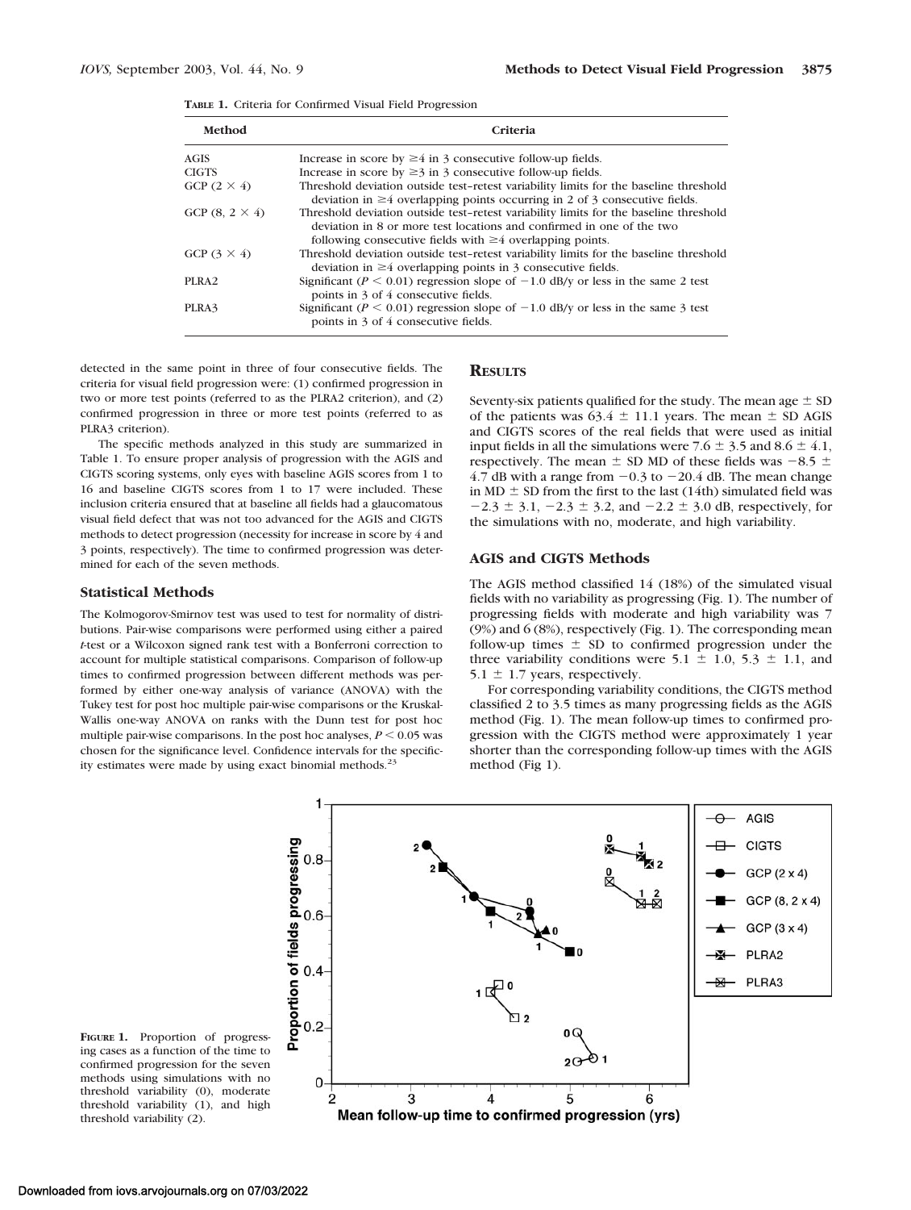**TABLE 1.** Criteria for Confirmed Visual Field Progression

| Method | Criteria |
|---|---|
| AGIS | Increase in score by ≥4 in 3 consecutive follow-up fields. |
| CIGTS | Increase in score by ≥3 in 3 consecutive follow-up fields. |
| GCP (2 × 4) | Threshold deviation outside test–retest variability limits for the baseline threshold deviation in ≥4 overlapping points occurring in 2 of 3 consecutive fields. |
| GCP (8, 2 × 4) | Threshold deviation outside test–retest variability limits for the baseline threshold deviation in 8 or more test locations and confirmed in one of the two following consecutive fields with ≥4 overlapping points. |
| GCP (3 × 4) | Threshold deviation outside test–retest variability limits for the baseline threshold deviation in ≥4 overlapping points in 3 consecutive fields. |
| PLRA2 | Significant ($P < 0.01$) regression slope of −1.0 dB/y or less in the same 2 test points in 3 of 4 consecutive fields. |
| PLRA3 | Significant ($P < 0.01$) regression slope of −1.0 dB/y or less in the same 3 test points in 3 of 4 consecutive fields. |

detected in the same point in three of four consecutive fields. The criteria for visual field progression were: (1) confirmed progression in two or more test points (referred to as the PLRA2 criterion), and (2) confirmed progression in three or more test points (referred to as PLRA3 criterion).

The specific methods analyzed in this study are summarized in Table 1. To ensure proper analysis of progression with the AGIS and CIGTS scoring systems, only eyes with baseline AGIS scores from 1 to 16 and baseline CIGTS scores from 1 to 17 were included. These inclusion criteria ensured that at baseline all fields had a glaucomatous visual field defect that was not too advanced for the AGIS and CIGTS methods to detect progression (necessity for increase in score by 4 and 3 points, respectively). The time to confirmed progression was determined for each of the seven methods.

### Statistical Methods

The Kolmogorov-Smirnov test was used to test for normality of distributions. Pair-wise comparisons were performed using either a paired *t*-test or a Wilcoxon signed rank test with a Bonferroni correction to account for multiple statistical comparisons. Comparison of follow-up times to confirmed progression between different methods was performed by either one-way analysis of variance (ANOVA) with the Tukey test for post hoc multiple pair-wise comparisons or the Kruskal-Wallis one-way ANOVA on ranks with the Dunn test for post hoc multiple pair-wise comparisons. In the post hoc analyses, $P < 0.05$ was chosen for the significance level. Confidence intervals for the specificity estimates were made by using exact binomial methods.[23]

## RESULTS

Seventy-six patients qualified for the study. The mean age ± SD of the patients was 63.4 ± 11.1 years. The mean ± SD AGIS and CIGTS scores of the real fields that were used as initial input fields in all the simulations were 7.6 ± 3.5 and 8.6 ± 4.1, respectively. The mean ± SD MD of these fields was −8.5 ± 4.7 dB with a range from −0.3 to −20.4 dB. The mean change in MD ± SD from the first to the last (14th) simulated field was −2.3 ± 3.1, −2.3 ± 3.2, and −2.2 ± 3.0 dB, respectively, for the simulations with no, moderate, and high variability.

### AGIS and CIGTS Methods

The AGIS method classified 14 (18%) of the simulated visual fields with no variability as progressing (Fig. 1). The number of progressing fields with moderate and high variability was 7 (9%) and 6 (8%), respectively (Fig. 1). The corresponding mean follow-up times ± SD to confirmed progression under the three variability conditions were 5.1 ± 1.0, 5.3 ± 1.1, and 5.1 ± 1.7 years, respectively.

For corresponding variability conditions, the CIGTS method classified 2 to 3.5 times as many progressing fields as the AGIS method (Fig. 1). The mean follow-up times to confirmed progression with the CIGTS method were approximately 1 year shorter than the corresponding follow-up times with the AGIS method (Fig 1).

**FIGURE 1.** Proportion of progressing cases as a function of the time to confirmed progression for the seven methods using simulations with no threshold variability (0), moderate threshold variability (1), and high threshold variability (2).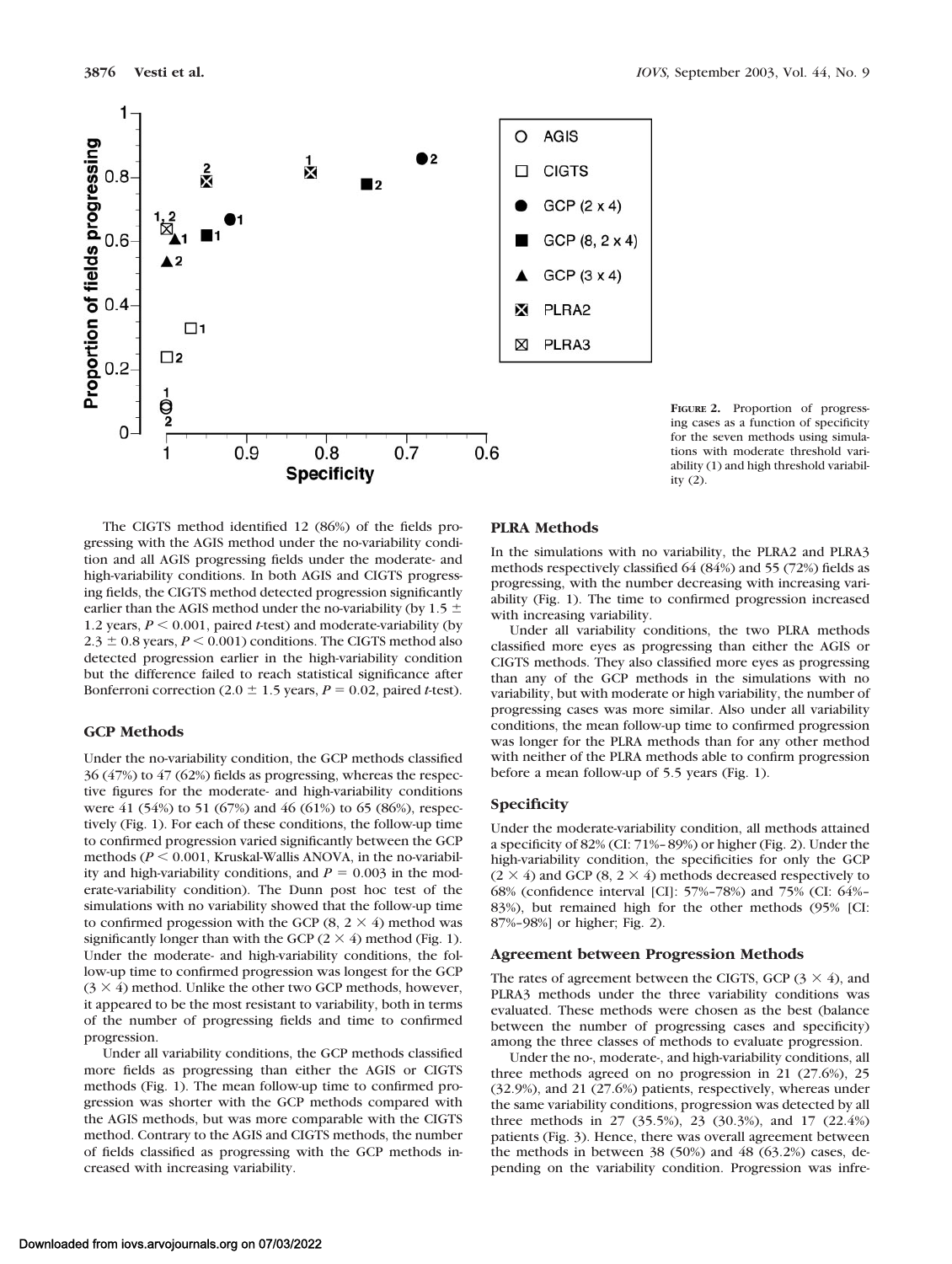FIGURE 2. Proportion of progressing cases as a function of specificity for the seven methods using simulations with moderate threshold variability (1) and high threshold variability (2).

The CIGTS method identified 12 (86%) of the fields progressing with the AGIS method under the no-variability condition and all AGIS progressing fields under the moderate- and high-variability conditions. In both AGIS and CIGTS progressing fields, the CIGTS method detected progression significantly earlier than the AGIS method under the no-variability (by 1.5 ± 1.2 years, $P < 0.001$, paired *t*-test) and moderate-variability (by 2.3 ± 0.8 years, $P < 0.001$) conditions. The CIGTS method also detected progression earlier in the high-variability condition but the difference failed to reach statistical significance after Bonferroni correction (2.0 ± 1.5 years, $P = 0.02$, paired *t*-test).

### GCP Methods

Under the no-variability condition, the GCP methods classified 36 (47%) to 47 (62%) fields as progressing, whereas the respective figures for the moderate- and high-variability conditions were 41 (54%) to 51 (67%) and 46 (61%) to 65 (86%), respectively (Fig. 1). For each of these conditions, the follow-up time to confirmed progression varied significantly between the GCP methods ($P < 0.001$, Kruskal-Wallis ANOVA, in the no-variability and high-variability conditions, and $P = 0.003$ in the moderate-variability condition). The Dunn post hoc test of the simulations with no variability showed that the follow-up time to confirmed progession with the GCP (8, 2 × 4) method was significantly longer than with the GCP (2 × 4) method (Fig. 1). Under the moderate- and high-variability conditions, the follow-up time to confirmed progression was longest for the GCP (3 × 4) method. Unlike the other two GCP methods, however, it appeared to be the most resistant to variability, both in terms of the number of progressing fields and time to confirmed progression.

Under all variability conditions, the GCP methods classified more fields as progressing than either the AGIS or CIGTS methods (Fig. 1). The mean follow-up time to confirmed progression was shorter with the GCP methods compared with the AGIS methods, but was more comparable with the CIGTS method. Contrary to the AGIS and CIGTS methods, the number of fields classified as progressing with the GCP methods increased with increasing variability.

### PLRA Methods

In the simulations with no variability, the PLRA2 and PLRA3 methods respectively classified 64 (84%) and 55 (72%) fields as progressing, with the number decreasing with increasing variability (Fig. 1). The time to confirmed progression increased with increasing variability.

Under all variability conditions, the two PLRA methods classified more eyes as progressing than either the AGIS or CIGTS methods. They also classified more eyes as progressing than any of the GCP methods in the simulations with no variability, but with moderate or high variability, the number of progressing cases was more similar. Also under all variability conditions, the mean follow-up time to confirmed progression was longer for the PLRA methods than for any other method with neither of the PLRA methods able to confirm progression before a mean follow-up of 5.5 years (Fig. 1).

### Specificity

Under the moderate-variability condition, all methods attained a specificity of 82% (CI: 71%–89%) or higher (Fig. 2). Under the high-variability condition, the specificities for only the GCP (2 × 4) and GCP (8, 2 × 4) methods decreased respectively to 68% (confidence interval [CI]: 57%–78%) and 75% (CI: 64%–83%), but remained high for the other methods (95% [CI: 87%–98%] or higher; Fig. 2).

### Agreement between Progression Methods

The rates of agreement between the CIGTS, GCP (3 × 4), and PLRA3 methods under the three variability conditions was evaluated. These methods were chosen as the best (balance between the number of progressing cases and specificity) among the three classes of methods to evaluate progression.

Under the no-, moderate-, and high-variability conditions, all three methods agreed on no progression in 21 (27.6%), 25 (32.9%), and 21 (27.6%) patients, respectively, whereas under the same variability conditions, progression was detected by all three methods in 27 (35.5%), 23 (30.3%), and 17 (22.4%) patients (Fig. 3). Hence, there was overall agreement between the methods in between 38 (50%) and 48 (63.2%) cases, depending on the variability condition. Progression was infre-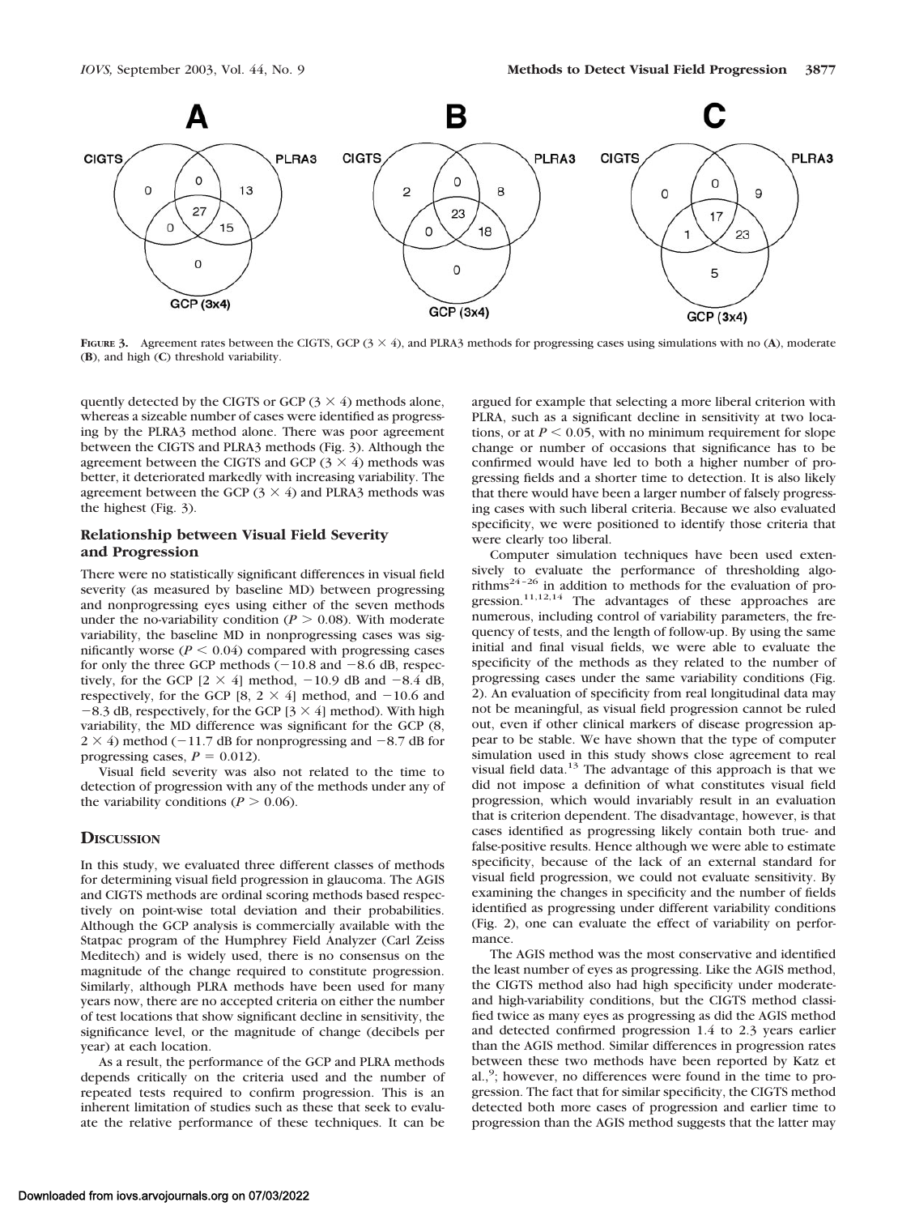**FIGURE 3.** Agreement rates between the CIGTS, GCP ($3 \times 4$), and PLRA3 methods for progressing cases using simulations with no (**A**), moderate (**B**), and high (**C**) threshold variability.

quently detected by the CIGTS or GCP ($3 \times 4$) methods alone, whereas a sizeable number of cases were identified as progressing by the PLRA3 method alone. There was poor agreement between the CIGTS and PLRA3 methods (Fig. 3). Although the agreement between the CIGTS and GCP ($3 \times 4$) methods was better, it deteriorated markedly with increasing variability. The agreement between the GCP ($3 \times 4$) and PLRA3 methods was the highest (Fig. 3).

### Relationship between Visual Field Severity and Progression

There were no statistically significant differences in visual field severity (as measured by baseline MD) between progressing and nonprogressing eyes using either of the seven methods under the no-variability condition ($P > 0.08$). With moderate variability, the baseline MD in nonprogressing cases was significantly worse ($P < 0.04$) compared with progressing cases for only the three GCP methods ($-10.8$ and $-8.6$ dB, respectively, for the GCP [$2 \times 4$] method, $-10.9$ dB and $-8.4$ dB, respectively, for the GCP [8, $2 \times 4$] method, and $-10.6$ and $-8.3$ dB, respectively, for the GCP [$3 \times 4$] method). With high variability, the MD difference was significant for the GCP (8, $2 \times 4$) method ($-11.7$ dB for nonprogressing and $-8.7$ dB for progressing cases, $P = 0.012$).

Visual field severity was also not related to the time to detection of progression with any of the methods under any of the variability conditions ($P > 0.06$).

## DISCUSSION

In this study, we evaluated three different classes of methods for determining visual field progression in glaucoma. The AGIS and CIGTS methods are ordinal scoring methods based respectively on point-wise total deviation and their probabilities. Although the GCP analysis is commercially available with the Statpac program of the Humphrey Field Analyzer (Carl Zeiss Meditech) and is widely used, there is no consensus on the magnitude of the change required to constitute progression. Similarly, although PLRA methods have been used for many years now, there are no accepted criteria on either the number of test locations that show significant decline in sensitivity, the significance level, or the magnitude of change (decibels per year) at each location.

As a result, the performance of the GCP and PLRA methods depends critically on the criteria used and the number of repeated tests required to confirm progression. This is an inherent limitation of studies such as these that seek to evaluate the relative performance of these techniques. It can be argued for example that selecting a more liberal criterion with PLRA, such as a significant decline in sensitivity at two locations, or at $P < 0.05$, with no minimum requirement for slope change or number of occasions that significance has to be confirmed would have led to both a higher number of progressing fields and a shorter time to detection. It is also likely that there would have been a larger number of falsely progressing cases with such liberal criteria. Because we also evaluated specificity, we were positioned to identify those criteria that were clearly too liberal.

Computer simulation techniques have been used extensively to evaluate the performance of thresholding algorithms[24–26] in addition to methods for the evaluation of progression.[11,12,14] The advantages of these approaches are numerous, including control of variability parameters, the frequency of tests, and the length of follow-up. By using the same initial and final visual fields, we were able to evaluate the specificity of the methods as they related to the number of progressing cases under the same variability conditions (Fig. 2). An evaluation of specificity from real longitudinal data may not be meaningful, as visual field progression cannot be ruled out, even if other clinical markers of disease progression appear to be stable. We have shown that the type of computer simulation used in this study shows close agreement to real visual field data.[13] The advantage of this approach is that we did not impose a definition of what constitutes visual field progression, which would invariably result in an evaluation that is criterion dependent. The disadvantage, however, is that cases identified as progressing likely contain both true- and false-positive results. Hence although we were able to estimate specificity, because of the lack of an external standard for visual field progression, we could not evaluate sensitivity. By examining the changes in specificity and the number of fields identified as progressing under different variability conditions (Fig. 2), one can evaluate the effect of variability on performance.

The AGIS method was the most conservative and identified the least number of eyes as progressing. Like the AGIS method, the CIGTS method also had high specificity under moderate- and high-variability conditions, but the CIGTS method classified twice as many eyes as progressing as did the AGIS method and detected confirmed progression 1.4 to 2.3 years earlier than the AGIS method. Similar differences in progression rates between these two methods have been reported by Katz et al.,[9]; however, no differences were found in the time to progression. The fact that for similar specificity, the CIGTS method detected both more cases of progression and earlier time to progression than the AGIS method suggests that the latter may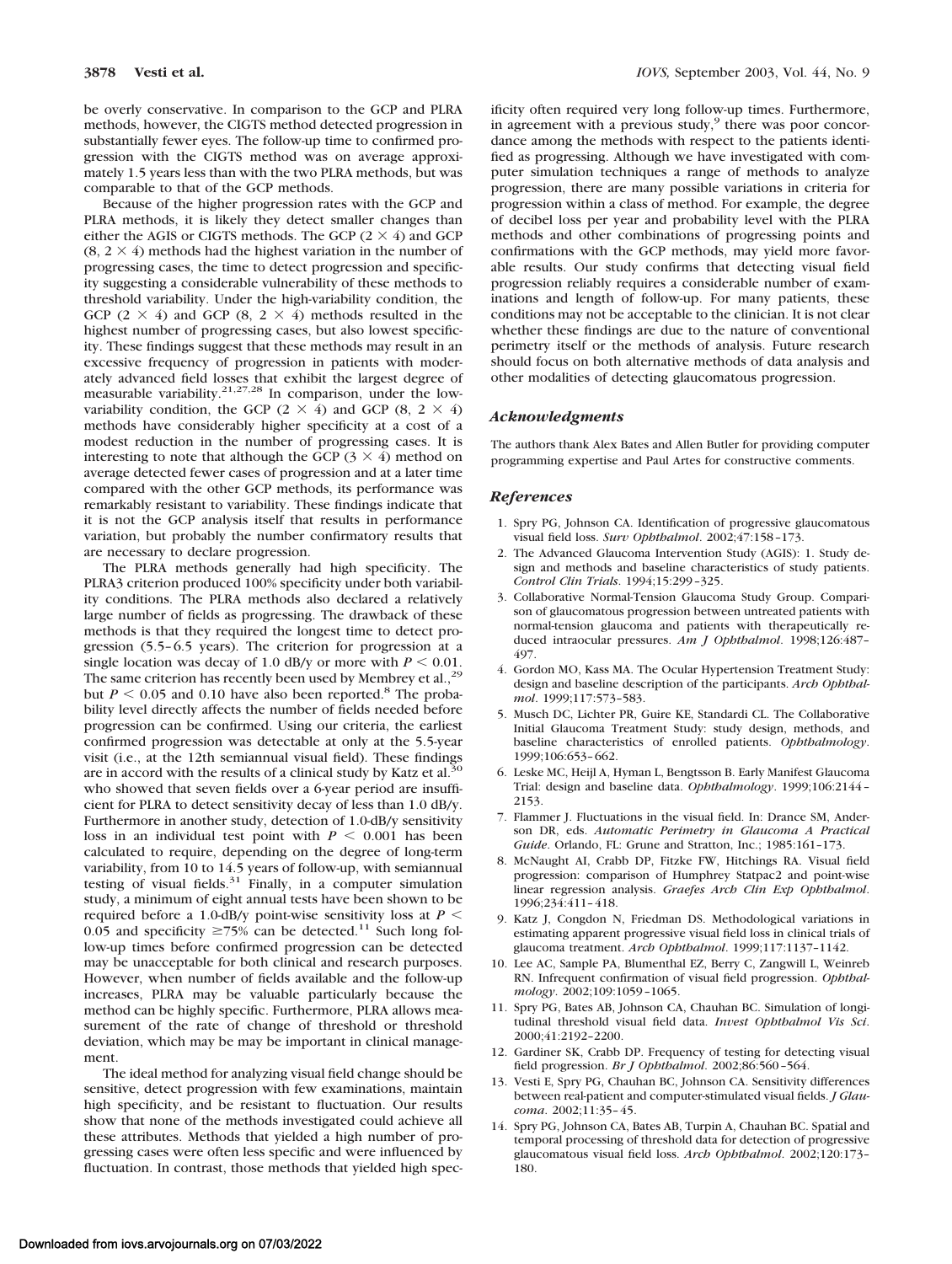be overly conservative. In comparison to the GCP and PLRA methods, however, the CIGTS method detected progression in substantially fewer eyes. The follow-up time to confirmed progression with the CIGTS method was on average approximately 1.5 years less than with the two PLRA methods, but was comparable to that of the GCP methods.

Because of the higher progression rates with the GCP and PLRA methods, it is likely they detect smaller changes than either the AGIS or CIGTS methods. The GCP ($2 \times 4$) and GCP (8, $2 \times 4$) methods had the highest variation in the number of progressing cases, the time to detect progression and specificity suggesting a considerable vulnerability of these methods to threshold variability. Under the high-variability condition, the GCP ($2 \times 4$) and GCP (8, $2 \times 4$) methods resulted in the highest number of progressing cases, but also lowest specificity. These findings suggest that these methods may result in an excessive frequency of progression in patients with moderately advanced field losses that exhibit the largest degree of measurable variability.[21,27,28] In comparison, under the low-variability condition, the GCP ($2 \times 4$) and GCP (8, $2 \times 4$) methods have considerably higher specificity at a cost of a modest reduction in the number of progressing cases. It is interesting to note that although the GCP ($3 \times 4$) method on average detected fewer cases of progression and at a later time compared with the other GCP methods, its performance was remarkably resistant to variability. These findings indicate that it is not the GCP analysis itself that results in performance variation, but probably the number confirmatory results that are necessary to declare progression.

The PLRA methods generally had high specificity. The PLRA3 criterion produced 100% specificity under both variability conditions. The PLRA methods also declared a relatively large number of fields as progressing. The drawback of these methods is that they required the longest time to detect progression (5.5–6.5 years). The criterion for progression at a single location was decay of 1.0 dB/y or more with $P < 0.01$. The same criterion has recently been used by Membrey et al.,[29] but $P < 0.05$ and 0.10 have also been reported.[8] The probability level directly affects the number of fields needed before progression can be confirmed. Using our criteria, the earliest confirmed progression was detectable at only at the 5.5-year visit (i.e., at the 12th semiannual visual field). These findings are in accord with the results of a clinical study by Katz et al.[30] who showed that seven fields over a 6-year period are insufficient for PLRA to detect sensitivity decay of less than 1.0 dB/y. Furthermore in another study, detection of 1.0-dB/y sensitivity loss in an individual test point with $P < 0.001$ has been calculated to require, depending on the degree of long-term variability, from 10 to 14.5 years of follow-up, with semiannual testing of visual fields.[31] Finally, in a computer simulation study, a minimum of eight annual tests have been shown to be required before a 1.0-dB/y point-wise sensitivity loss at $P < 0.05$ and specificity $\geq$75% can be detected.[11] Such long follow-up times before confirmed progression can be detected may be unacceptable for both clinical and research purposes. However, when number of fields available and the follow-up increases, PLRA may be valuable particularly because the method can be highly specific. Furthermore, PLRA allows measurement of the rate of change of threshold or threshold deviation, which may be may be important in clinical management.

The ideal method for analyzing visual field change should be sensitive, detect progression with few examinations, maintain high specificity, and be resistant to fluctuation. Our results show that none of the methods investigated could achieve all these attributes. Methods that yielded a high number of progressing cases were often less specific and were influenced by fluctuation. In contrast, those methods that yielded high specificity often required very long follow-up times. Furthermore, in agreement with a previous study,[9] there was poor concordance among the methods with respect to the patients identified as progressing. Although we have investigated with computer simulation techniques a range of methods to analyze progression, there are many possible variations in criteria for progression within a class of method. For example, the degree of decibel loss per year and probability level with the PLRA methods and other combinations of progressing points and confirmations with the GCP methods, may yield more favorable results. Our study confirms that detecting visual field progression reliably requires a considerable number of examinations and length of follow-up. For many patients, these conditions may not be acceptable to the clinician. It is not clear whether these findings are due to the nature of conventional perimetry itself or the methods of analysis. Future research should focus on both alternative methods of data analysis and other modalities of detecting glaucomatous progression.

### *Acknowledgments*

The authors thank Alex Bates and Allen Butler for providing computer programming expertise and Paul Artes for constructive comments.

### *References*

1. Spry PG, Johnson CA. Identification of progressive glaucomatous visual field loss. *Surv Ophthalmol*. 2002;47:158–173.
2. The Advanced Glaucoma Intervention Study (AGIS): 1. Study design and methods and baseline characteristics of study patients. *Control Clin Trials*. 1994;15:299–325.
3. Collaborative Normal-Tension Glaucoma Study Group. Comparison of glaucomatous progression between untreated patients with normal-tension glaucoma and patients with therapeutically reduced intraocular pressures. *Am J Ophthalmol*. 1998;126:487–497.
4. Gordon MO, Kass MA. The Ocular Hypertension Treatment Study: design and baseline description of the participants. *Arch Ophthalmol*. 1999;117:573–583.
5. Musch DC, Lichter PR, Guire KE, Standardi CL. The Collaborative Initial Glaucoma Treatment Study: study design, methods, and baseline characteristics of enrolled patients. *Ophthalmology*. 1999;106:653–662.
6. Leske MC, Heijl A, Hyman L, Bengtsson B. Early Manifest Glaucoma Trial: design and baseline data. *Ophthalmology*. 1999;106:2144–2153.
7. Flammer J. Fluctuations in the visual field. In: Drance SM, Anderson DR, eds. *Automatic Perimetry in Glaucoma A Practical Guide*. Orlando, FL: Grune and Stratton, Inc.; 1985:161–173.
8. McNaught AI, Crabb DP, Fitzke FW, Hitchings RA. Visual field progression: comparison of Humphrey Statpac2 and point-wise linear regression analysis. *Graefes Arch Clin Exp Ophthalmol*. 1996;234:411–418.
9. Katz J, Congdon N, Friedman DS. Methodological variations in estimating apparent progressive visual field loss in clinical trials of glaucoma treatment. *Arch Ophthalmol*. 1999;117:1137–1142.
10. Lee AC, Sample PA, Blumenthal EZ, Berry C, Zangwill L, Weinreb RN. Infrequent confirmation of visual field progression. *Ophthalmology*. 2002;109:1059–1065.
11. Spry PG, Bates AB, Johnson CA, Chauhan BC. Simulation of longitudinal threshold visual field data. *Invest Ophthalmol Vis Sci*. 2000;41:2192–2200.
12. Gardiner SK, Crabb DP. Frequency of testing for detecting visual field progression. *Br J Ophthalmol*. 2002;86:560–564.
13. Vesti E, Spry PG, Chauhan BC, Johnson CA. Sensitivity differences between real-patient and computer-stimulated visual fields. *J Glaucoma*. 2002;11:35–45.
14. Spry PG, Johnson CA, Bates AB, Turpin A, Chauhan BC. Spatial and temporal processing of threshold data for detection of progressive glaucomatous visual field loss. *Arch Ophthalmol*. 2002;120:173–180.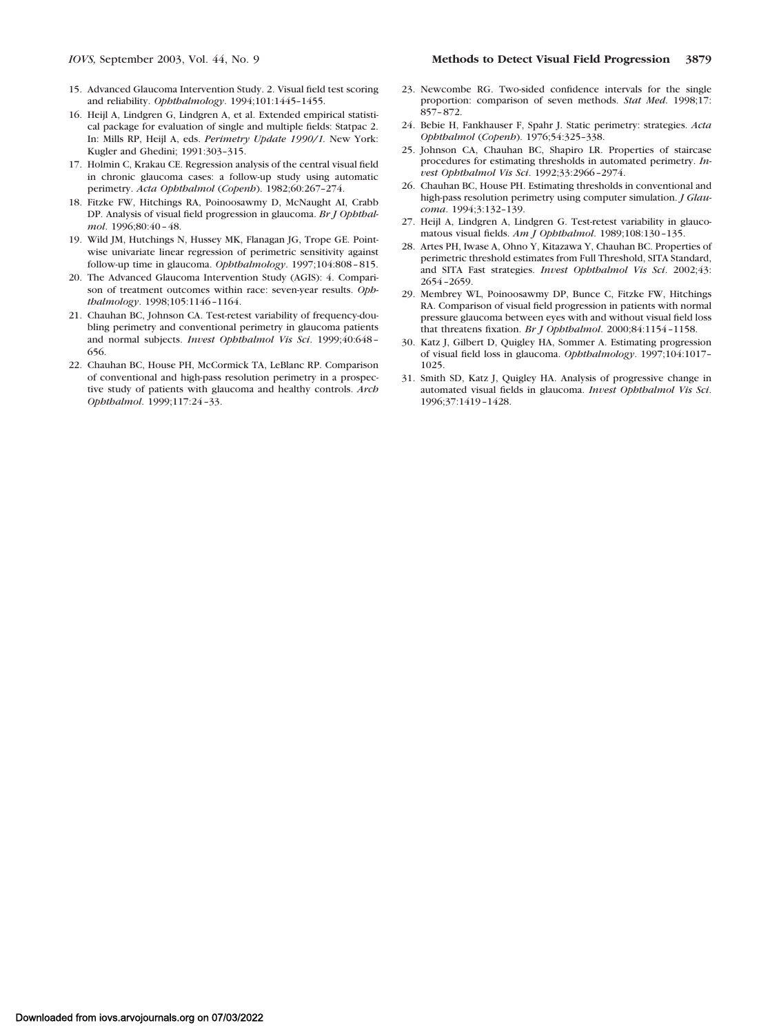15. Advanced Glaucoma Intervention Study. 2. Visual field test scoring and reliability. *Ophthalmology*. 1994;101:1445–1455.
16. Heijl A, Lindgren G, Lindgren A, et al. Extended empirical statistical package for evaluation of single and multiple fields: Statpac 2. In: Mills RP, Heijl A, eds. *Perimetry Update 1990/1*. New York: Kugler and Ghedini; 1991:303–315.
17. Holmin C, Krakau CE. Regression analysis of the central visual field in chronic glaucoma cases: a follow-up study using automatic perimetry. *Acta Ophthalmol* (*Copenh*). 1982;60:267–274.
18. Fitzke FW, Hitchings RA, Poinoosawmy D, McNaught AI, Crabb DP. Analysis of visual field progression in glaucoma. *Br J Ophthalmol*. 1996;80:40–48.
19. Wild JM, Hutchings N, Hussey MK, Flanagan JG, Trope GE. Pointwise univariate linear regression of perimetric sensitivity against follow-up time in glaucoma. *Ophthalmology*. 1997;104:808–815.
20. The Advanced Glaucoma Intervention Study (AGIS): 4. Comparison of treatment outcomes within race: seven-year results. *Ophthalmology*. 1998;105:1146–1164.
21. Chauhan BC, Johnson CA. Test-retest variability of frequency-doubling perimetry and conventional perimetry in glaucoma patients and normal subjects. *Invest Ophthalmol Vis Sci*. 1999;40:648–656.
22. Chauhan BC, House PH, McCormick TA, LeBlanc RP. Comparison of conventional and high-pass resolution perimetry in a prospective study of patients with glaucoma and healthy controls. *Arch Ophthalmol*. 1999;117:24–33.
23. Newcombe RG. Two-sided confidence intervals for the single proportion: comparison of seven methods. *Stat Med*. 1998;17:857–872.
24. Bebie H, Fankhauser F, Spahr J. Static perimetry: strategies. *Acta Ophthalmol* (*Copenh*). 1976;54:325–338.
25. Johnson CA, Chauhan BC, Shapiro LR. Properties of staircase procedures for estimating thresholds in automated perimetry. *Invest Ophthalmol Vis Sci*. 1992;33:2966–2974.
26. Chauhan BC, House PH. Estimating thresholds in conventional and high-pass resolution perimetry using computer simulation. *J Glaucoma*. 1994;3:132–139.
27. Heijl A, Lindgren A, Lindgren G. Test-retest variability in glaucomatous visual fields. *Am J Ophthalmol*. 1989;108:130–135.
28. Artes PH, Iwase A, Ohno Y, Kitazawa Y, Chauhan BC. Properties of perimetric threshold estimates from Full Threshold, SITA Standard, and SITA Fast strategies. *Invest Ophthalmol Vis Sci*. 2002;43:2654–2659.
29. Membrey WL, Poinoosawmy DP, Bunce C, Fitzke FW, Hitchings RA. Comparison of visual field progression in patients with normal pressure glaucoma between eyes with and without visual field loss that threatens fixation. *Br J Ophthalmol*. 2000;84:1154–1158.
30. Katz J, Gilbert D, Quigley HA, Sommer A. Estimating progression of visual field loss in glaucoma. *Ophthalmology*. 1997;104:1017–1025.
31. Smith SD, Katz J, Quigley HA. Analysis of progressive change in automated visual fields in glaucoma. *Invest Ophthalmol Vis Sci*. 1996;37:1419–1428.